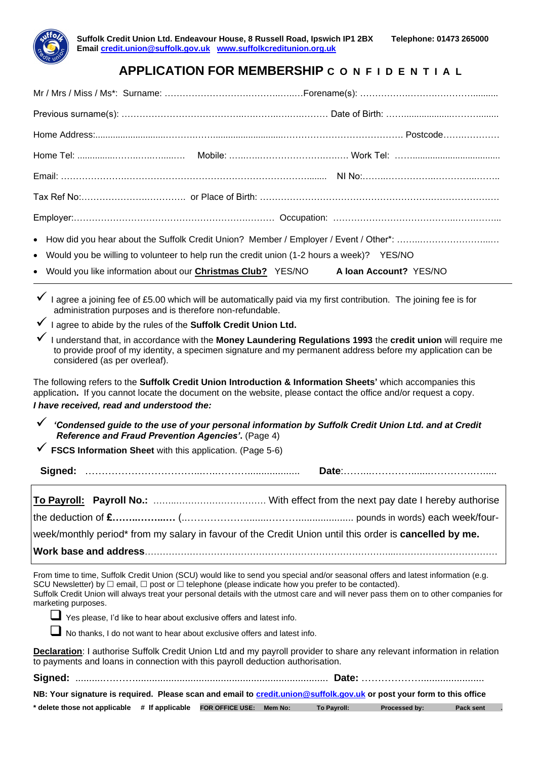**Suffolk Credit Union Ltd. Endeavour House, 8 Russell Road, Ipswich IP1 2BX** **Telephone: 01473 265000**
**Email credit.union@suffolk.gov.uk www.suffolkcreditunion.org.uk**

# APPLICATION FOR MEMBERSHIP C O N F I D E N T I A L

Mr / Mrs / Miss / Ms*: Surname: ……………………………………..…..…Forename(s): …………….…………………..........

Previous surname(s): …………………………………..……….………… Date of Birth: ……..................…….........

Home Address:..........................……………........................……………………………… Postcode……..…………

Home Tel: ..............……..…..…...…  Mobile: …..…..………………………. Work Tel: ……..................................

Email: ……………….………………………………………………………......... NI No:……..……………..………….……..

Tax Ref No:……………………..…………. or Place of Birth: …………………………………………………….………………

Employer:……………………………………………….…………  Occupation: ……………………………….…….……...

- How did you hear about the Suffolk Credit Union? Member / Employer / Event / Other*: ……..……………………..…
- Would you be willing to volunteer to help run the credit union (1-2 hours a week)? YES/NO
- Would you like information about our **Christmas Club?** YES/NO **A loan Account?** YES/NO

---

✓ I agree a joining fee of £5.00 which will be automatically paid via my first contribution. The joining fee is for administration purposes and is therefore non-refundable.

✓ I agree to abide by the rules of the **Suffolk Credit Union Ltd.**

✓ I understand that, in accordance with the **Money Laundering Regulations 1993** the **credit union** will require me to provide proof of my identity, a specimen signature and my permanent address before my application can be considered (as per overleaf).

The following refers to the **Suffolk Credit Union Introduction & Information Sheets'** which accompanies this application**.** If you cannot locate the document on the website, please contact the office and/or request a copy.

***I have received, read and understood the:***

✓ ***'Condensed guide to the use of your personal information by Suffolk Credit Union Ltd. and at Credit Reference and Fraud Prevention Agencies'.*** (Page 4)

✓ **FSCS Information Sheet** with this application. (Page 5-6)

**Signed:** ………………………………..…..………................... **Date**:……...……………......……………….....

---

**To Payroll:** **Payroll No.:** …….........……………………. With effect from the next pay date I hereby authorise the deduction of **£……..……..…** (..…………………........………................... pounds in words) each week/four-week/monthly period* from my salary in favour of the Credit Union until this order is **cancelled by me.**

**Work base and address**………………………………………………………………………...…………………………

---

From time to time, Suffolk Credit Union (SCU) would like to send you special and/or seasonal offers and latest information (e.g. SCU Newsletter) by ☐ email, ☐ post or ☐ telephone (please indicate how you prefer to be contacted).
Suffolk Credit Union will always treat your personal details with the utmost care and will never pass them on to other companies for marketing purposes.

☐ Yes please, I'd like to hear about exclusive offers and latest info.

☐ No thanks, I do not want to hear about exclusive offers and latest info.

**Declaration**: I authorise Suffolk Credit Union Ltd and my payroll provider to share any relevant information in relation to payments and loans in connection with this payroll deduction authorisation.

**Signed:** .........………….......................................................................... **Date:** ………………….....................

**NB: Your signature is required. Please scan and email to credit.union@suffolk.gov.uk or post your form to this office**

**\* delete those not applicable # If applicable** **FOR OFFICE USE: Mem No: To Payroll: Processed by: Pack sent**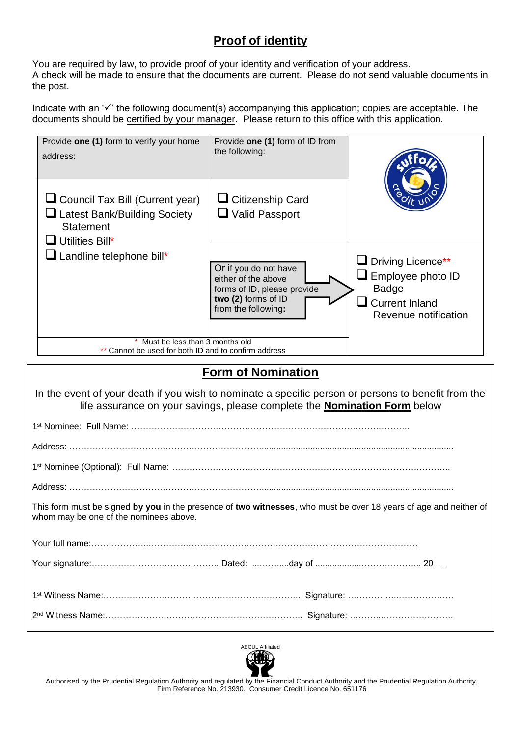## Proof of identity

You are required by law, to provide proof of your identity and verification of your address.
A check will be made to ensure that the documents are current. Please do not send valuable documents in the post.

Indicate with an '✓' the following document(s) accompanying this application; copies are acceptable. The documents should be certified by your manager. Please return to this office with this application.

| Provide **one (1)** form to verify your home address: | Provide **one (1)** form of ID from the following: | |
|---|---|---|
| ❑ Council Tax Bill (Current year)<br>❑ Latest Bank/Building Society Statement<br>❑ Utilities Bill*<br>❑ Landline telephone bill* | ❑ Citizenship Card<br>❑ Valid Passport | |
| | Or if you do not have either of the above forms of ID, please provide **two (2)** forms of ID from the following: | ❑ Driving Licence**<br>❑ Employee photo ID Badge<br>❑ Current Inland Revenue notification |

\* Must be less than 3 months old
\*\* Cannot be used for both ID and to confirm address

## Form of Nomination

In the event of your death if you wish to nominate a specific person or persons to benefit from the life assurance on your savings, please complete the **Nomination Form** below

1st Nominee: Full Name: ……………………………………………………………………………………..

Address: ……………………………………………………………………………………………………………

1st Nominee (Optional): Full Name: ………………………………………………………………………………

Address: ……………………………………………………………………………………………………………

This form must be signed **by you** in the presence of **two witnesses**, who must be over 18 years of age and neither of whom may be one of the nominees above.

Your full name:……………………………………………………………………………………………………

Your signature:…………………………………….. Dated: ………….day of ………………………….. 20……

1st Witness Name:…………………………………………………………….. Signature: ……………………………….

2nd Witness Name:……………………………………………………………. Signature: ………………………………

ABCUL Affiliated

Authorised by the Prudential Regulation Authority and regulated by the Financial Conduct Authority and the Prudential Regulation Authority.
Firm Reference No. 213930. Consumer Credit Licence No. 651176